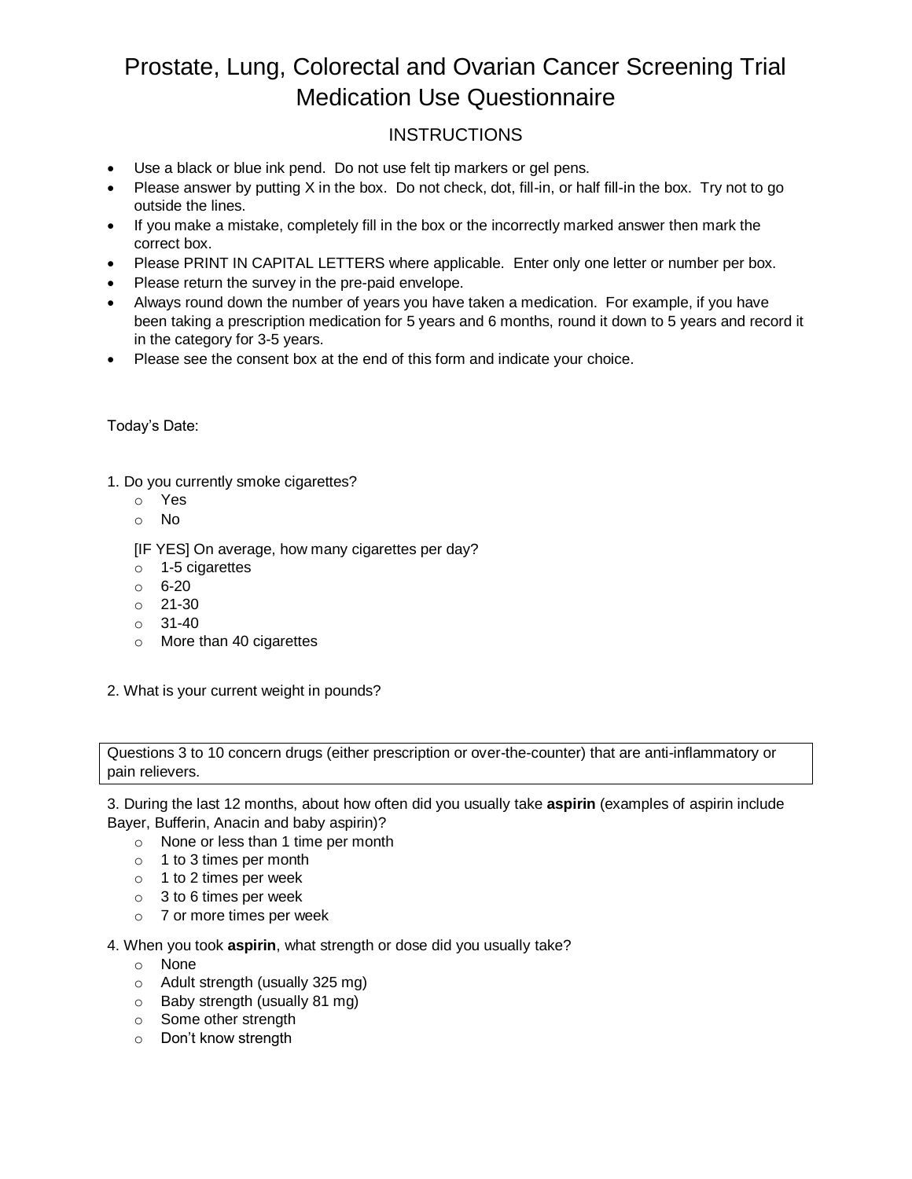# Prostate, Lung, Colorectal and Ovarian Cancer Screening Trial Medication Use Questionnaire

## INSTRUCTIONS

- Use a black or blue ink pend. Do not use felt tip markers or gel pens.
- Please answer by putting X in the box. Do not check, dot, fill-in, or half fill-in the box. Try not to go outside the lines.
- If you make a mistake, completely fill in the box or the incorrectly marked answer then mark the correct box.
- Please PRINT IN CAPITAL LETTERS where applicable. Enter only one letter or number per box.
- Please return the survey in the pre-paid envelope.
- Always round down the number of years you have taken a medication. For example, if you have been taking a prescription medication for 5 years and 6 months, round it down to 5 years and record it in the category for 3-5 years.
- Please see the consent box at the end of this form and indicate your choice.

Today's Date:

1. Do you currently smoke cigarettes?
   - Yes
   - No

   [IF YES] On average, how many cigarettes per day?
   - 1-5 cigarettes
   - 6-20
   - 21-30
   - 31-40
   - More than 40 cigarettes

2. What is your current weight in pounds?

Questions 3 to 10 concern drugs (either prescription or over-the-counter) that are anti-inflammatory or pain relievers.

3. During the last 12 months, about how often did you usually take **aspirin** (examples of aspirin include Bayer, Bufferin, Anacin and baby aspirin)?
   - None or less than 1 time per month
   - 1 to 3 times per month
   - 1 to 2 times per week
   - 3 to 6 times per week
   - 7 or more times per week

4. When you took **aspirin**, what strength or dose did you usually take?
   - None
   - Adult strength (usually 325 mg)
   - Baby strength (usually 81 mg)
   - Some other strength
   - Don't know strength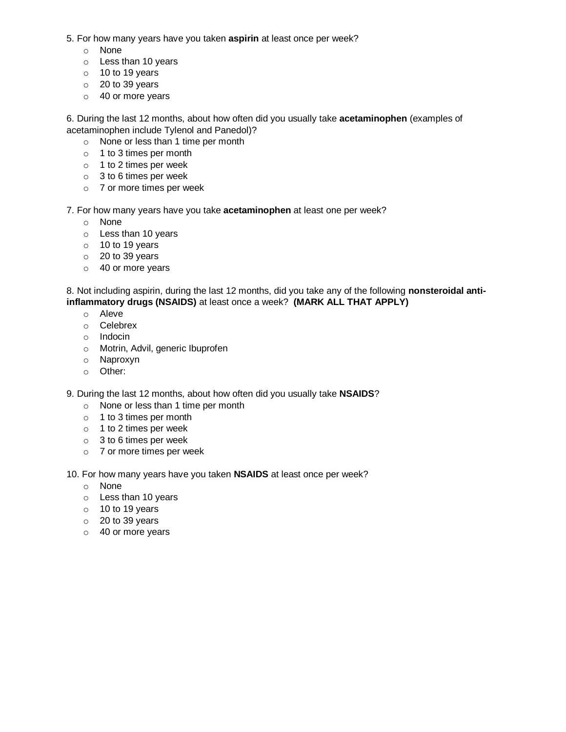5. For how many years have you taken **aspirin** at least once per week?

- None
- Less than 10 years
- 10 to 19 years
- 20 to 39 years
- 40 or more years

6. During the last 12 months, about how often did you usually take **acetaminophen** (examples of acetaminophen include Tylenol and Panedol)?

- None or less than 1 time per month
- 1 to 3 times per month
- 1 to 2 times per week
- 3 to 6 times per week
- 7 or more times per week

7. For how many years have you take **acetaminophen** at least one per week?

- None
- Less than 10 years
- 10 to 19 years
- 20 to 39 years
- 40 or more years

8. Not including aspirin, during the last 12 months, did you take any of the following **nonsteroidal anti-inflammatory drugs (NSAIDS)** at least once a week? **(MARK ALL THAT APPLY)**

- Aleve
- Celebrex
- Indocin
- Motrin, Advil, generic Ibuprofen
- Naproxyn
- Other:

9. During the last 12 months, about how often did you usually take **NSAIDS**?

- None or less than 1 time per month
- 1 to 3 times per month
- 1 to 2 times per week
- 3 to 6 times per week
- 7 or more times per week

10. For how many years have you taken **NSAIDS** at least once per week?

- None
- Less than 10 years
- 10 to 19 years
- 20 to 39 years
- 40 or more years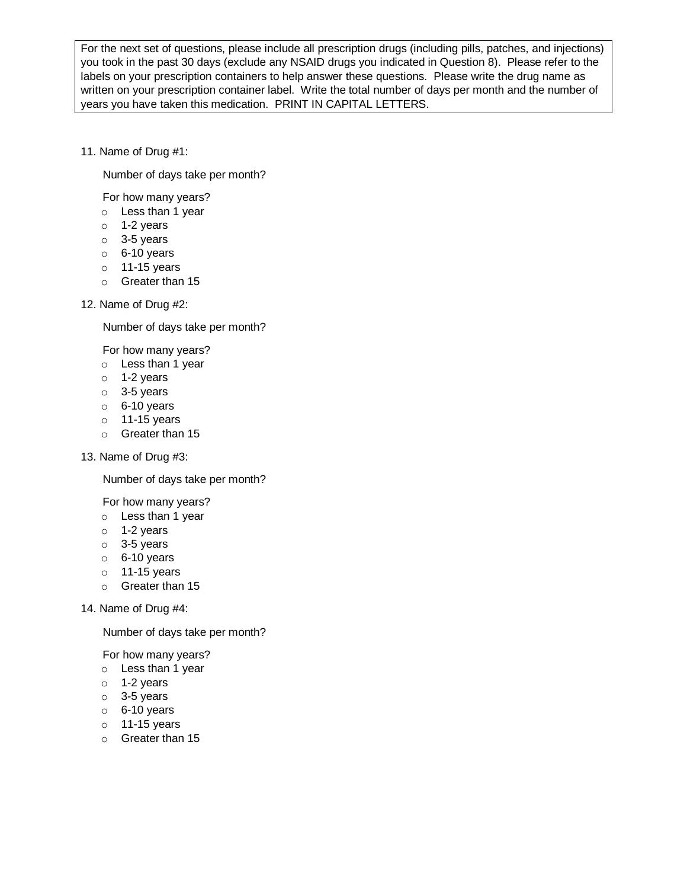For the next set of questions, please include all prescription drugs (including pills, patches, and injections) you took in the past 30 days (exclude any NSAID drugs you indicated in Question 8). Please refer to the labels on your prescription containers to help answer these questions. Please write the drug name as written on your prescription container label. Write the total number of days per month and the number of years you have taken this medication. PRINT IN CAPITAL LETTERS.

11. Name of Drug #1:

    Number of days take per month?

    For how many years?
    - Less than 1 year
    - 1-2 years
    - 3-5 years
    - 6-10 years
    - 11-15 years
    - Greater than 15

12. Name of Drug #2:

    Number of days take per month?

    For how many years?
    - Less than 1 year
    - 1-2 years
    - 3-5 years
    - 6-10 years
    - 11-15 years
    - Greater than 15

13. Name of Drug #3:

    Number of days take per month?

    For how many years?
    - Less than 1 year
    - 1-2 years
    - 3-5 years
    - 6-10 years
    - 11-15 years
    - Greater than 15

14. Name of Drug #4:

    Number of days take per month?

    For how many years?
    - Less than 1 year
    - 1-2 years
    - 3-5 years
    - 6-10 years
    - 11-15 years
    - Greater than 15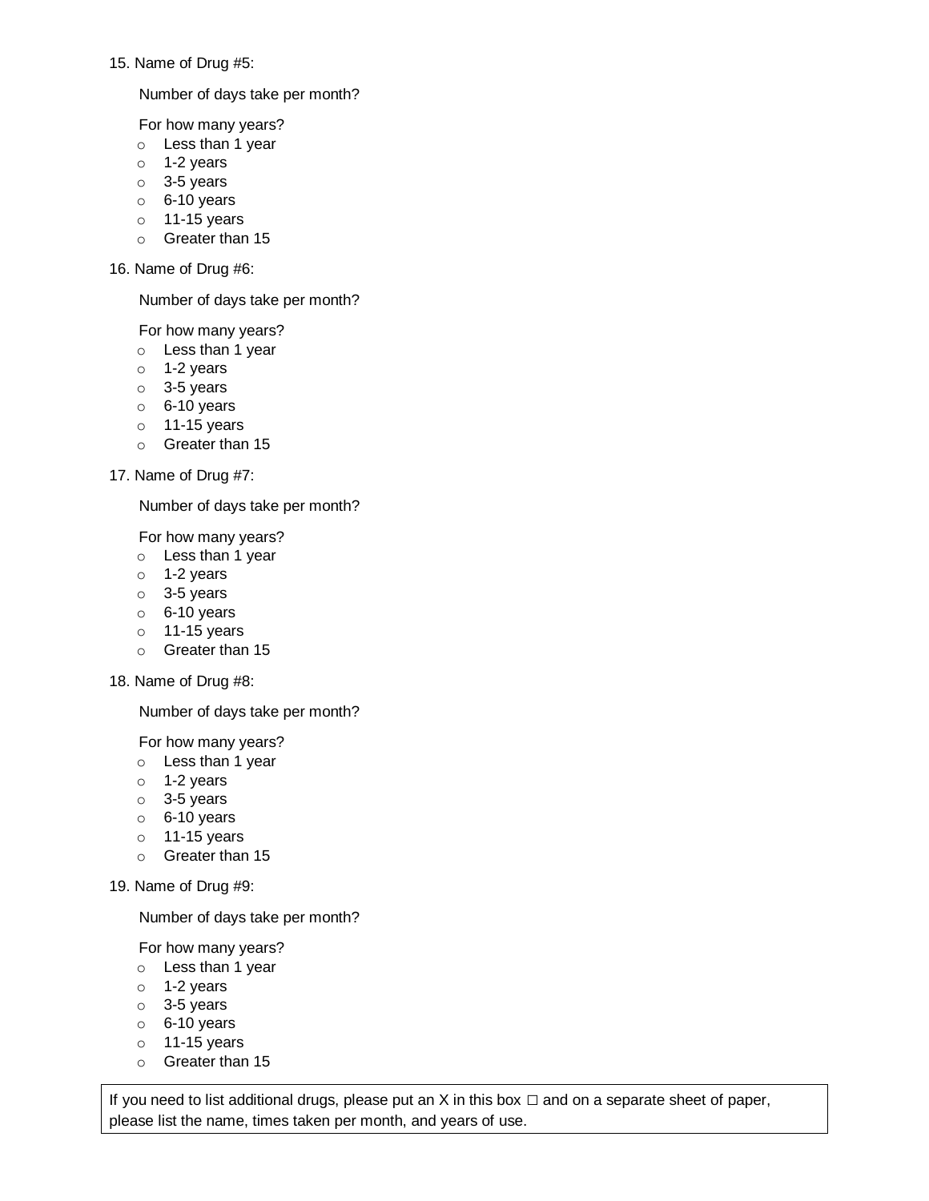15. Name of Drug #5:

    Number of days take per month?

    For how many years?
    - o Less than 1 year
    - o 1-2 years
    - o 3-5 years
    - o 6-10 years
    - o 11-15 years
    - o Greater than 15

16. Name of Drug #6:

    Number of days take per month?

    For how many years?
    - o Less than 1 year
    - o 1-2 years
    - o 3-5 years
    - o 6-10 years
    - o 11-15 years
    - o Greater than 15

17. Name of Drug #7:

    Number of days take per month?

    For how many years?
    - o Less than 1 year
    - o 1-2 years
    - o 3-5 years
    - o 6-10 years
    - o 11-15 years
    - o Greater than 15

18. Name of Drug #8:

    Number of days take per month?

    For how many years?
    - o Less than 1 year
    - o 1-2 years
    - o 3-5 years
    - o 6-10 years
    - o 11-15 years
    - o Greater than 15

19. Name of Drug #9:

    Number of days take per month?

    For how many years?
    - o Less than 1 year
    - o 1-2 years
    - o 3-5 years
    - o 6-10 years
    - o 11-15 years
    - o Greater than 15

If you need to list additional drugs, please put an X in this box □ and on a separate sheet of paper, please list the name, times taken per month, and years of use.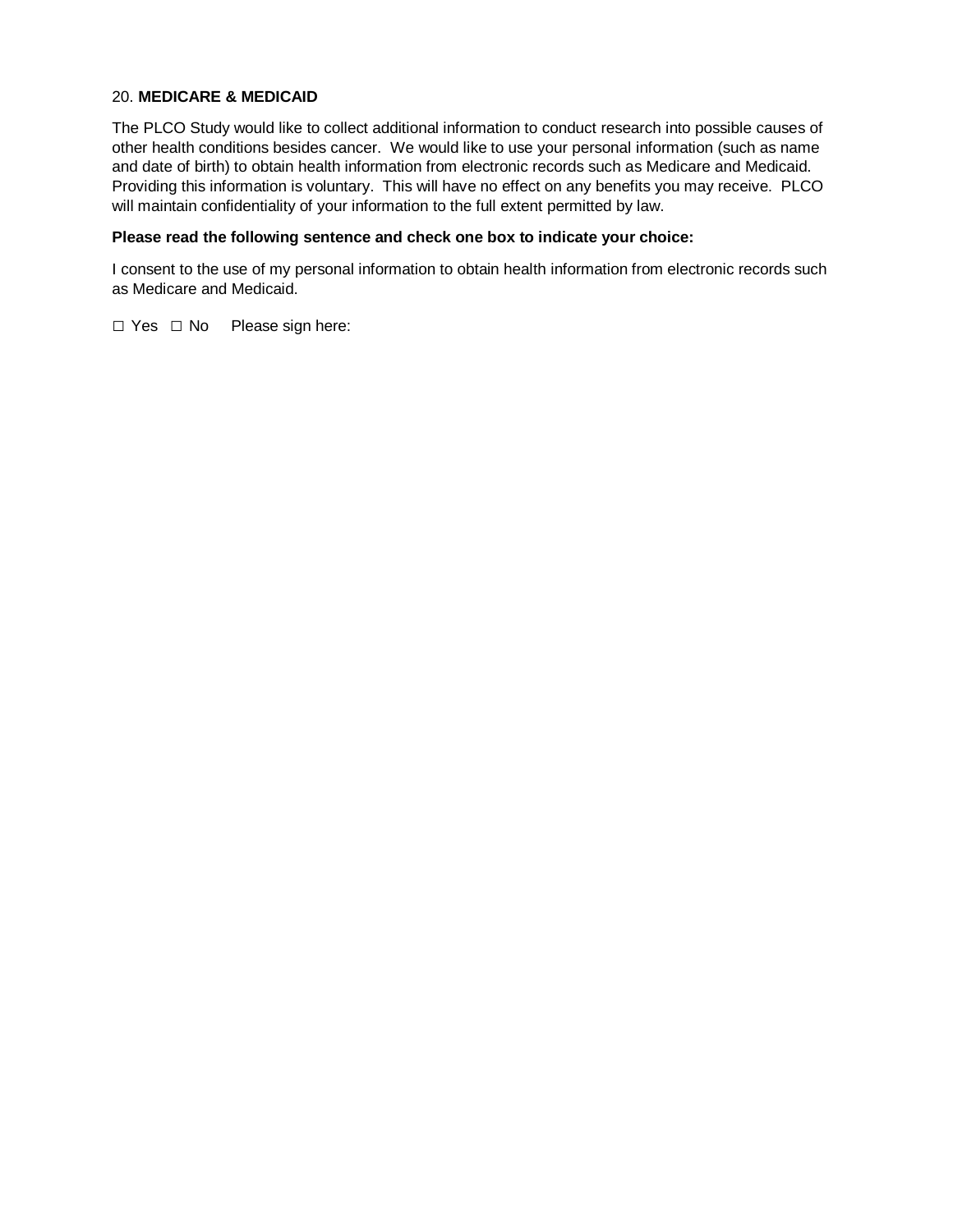20. **MEDICARE & MEDICAID**

The PLCO Study would like to collect additional information to conduct research into possible causes of other health conditions besides cancer. We would like to use your personal information (such as name and date of birth) to obtain health information from electronic records such as Medicare and Medicaid. Providing this information is voluntary. This will have no effect on any benefits you may receive. PLCO will maintain confidentiality of your information to the full extent permitted by law.

**Please read the following sentence and check one box to indicate your choice:**

I consent to the use of my personal information to obtain health information from electronic records such as Medicare and Medicaid.

☐ Yes ☐ No Please sign here: